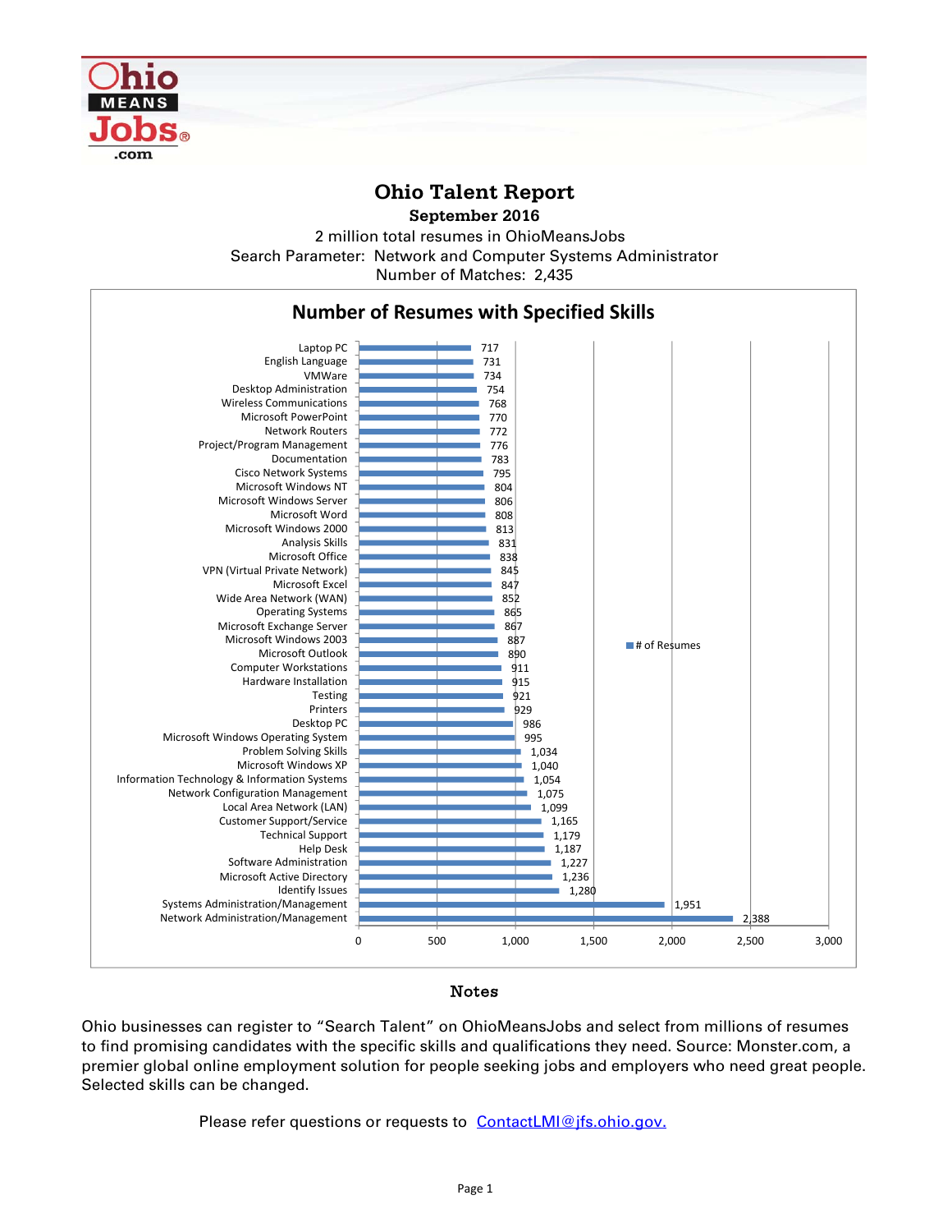# Ohio Talent Report

**September 2016**

2 million total resumes in OhioMeansJobs

Search Parameter: Network and Computer Systems Administrator

Number of Matches: 2,435

## Number of Resumes with Specified Skills

| Skill | # of Resumes |
|---|---|
| Laptop PC | 717 |
| English Language | 731 |
| VMWare | 734 |
| Desktop Administration | 754 |
| Wireless Communications | 768 |
| Microsoft PowerPoint | 770 |
| Network Routers | 772 |
| Project/Program Management | 776 |
| Documentation | 783 |
| Cisco Network Systems | 795 |
| Microsoft Windows NT | 804 |
| Microsoft Windows Server | 806 |
| Microsoft Word | 808 |
| Microsoft Windows 2000 | 813 |
| Analysis Skills | 831 |
| Microsoft Office | 838 |
| VPN (Virtual Private Network) | 845 |
| Microsoft Excel | 847 |
| Wide Area Network (WAN) | 852 |
| Operating Systems | 865 |
| Microsoft Exchange Server | 867 |
| Microsoft Windows 2003 | 887 |
| Microsoft Outlook | 890 |
| Computer Workstations | 911 |
| Hardware Installation | 915 |
| Testing | 921 |
| Printers | 929 |
| Desktop PC | 986 |
| Microsoft Windows Operating System | 995 |
| Problem Solving Skills | 1,034 |
| Microsoft Windows XP | 1,040 |
| Information Technology & Information Systems | 1,054 |
| Network Configuration Management | 1,075 |
| Local Area Network (LAN) | 1,099 |
| Customer Support/Service | 1,165 |
| Technical Support | 1,179 |
| Help Desk | 1,187 |
| Software Administration | 1,227 |
| Microsoft Active Directory | 1,236 |
| Identify Issues | 1,280 |
| Systems Administration/Management | 1,951 |
| Network Administration/Management | 2,388 |

## Notes

Ohio businesses can register to “Search Talent” on OhioMeansJobs and select from millions of resumes to find promising candidates with the specific skills and qualifications they need. Source: Monster.com, a premier global online employment solution for people seeking jobs and employers who need great people. Selected skills can be changed.

Please refer questions or requests to [ContactLMI@jfs.ohio.gov.](mailto:ContactLMI@jfs.ohio.gov)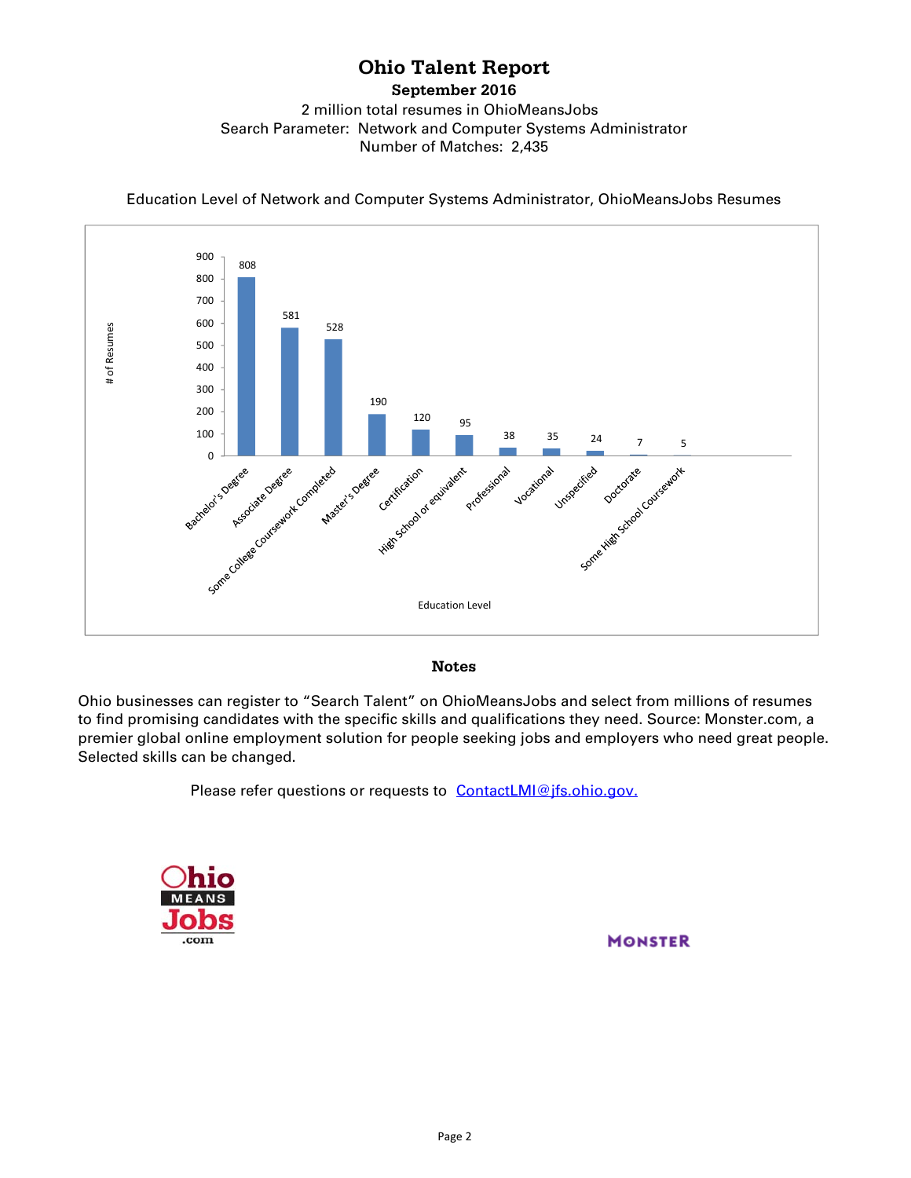# Ohio Talent Report

**September 2016**

2 million total resumes in OhioMeansJobs
Search Parameter: Network and Computer Systems Administrator
Number of Matches: 2,435

Education Level of Network and Computer Systems Administrator, OhioMeansJobs Resumes

# of Resumes

900
800
700
600
500
400
300
200
100
0

808
581
528
190
120
95
38
35
24
7
5

Bachelor's Degree
Associate Degree
Some College Coursework Completed
Master's Degree
Certification
High School or equivalent
Professional
Vocational
Unspecified
Doctorate
Some High School Coursework

Education Level

## Notes

Ohio businesses can register to "Search Talent" on OhioMeansJobs and select from millions of resumes to find promising candidates with the specific skills and qualifications they need. Source: Monster.com, a premier global online employment solution for people seeking jobs and employers who need great people. Selected skills can be changed.

Please refer questions or requests to ContactLMI@jfs.ohio.gov.

Ohio MEANS Jobs .com

MONSTER